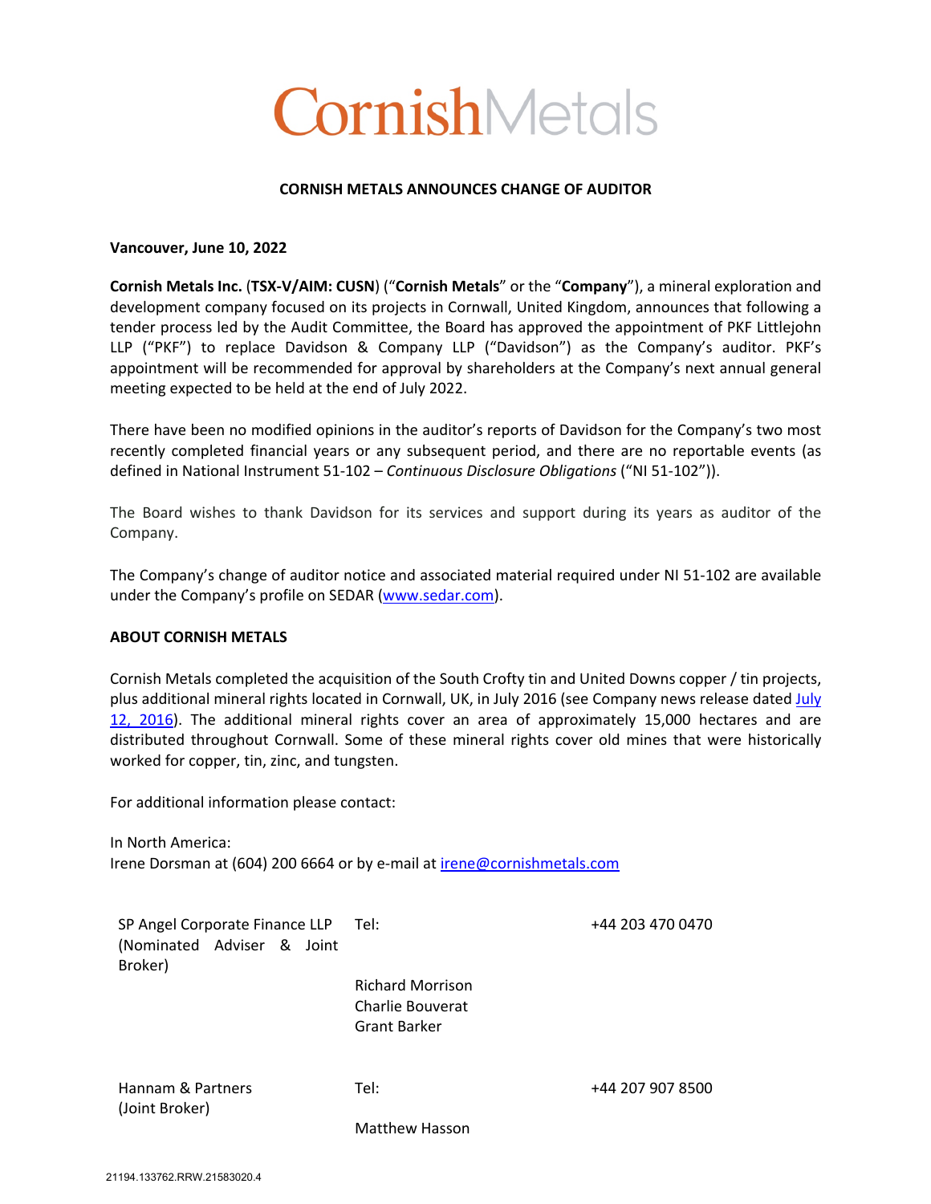# CornishMetals

## CORNISH METALS ANNOUNCES CHANGE OF AUDITOR

**Vancouver, June 10, 2022**

**Cornish Metals Inc.** (**TSX-V/AIM: CUSN**) ("**Cornish Metals**" or the "**Company**"), a mineral exploration and development company focused on its projects in Cornwall, United Kingdom, announces that following a tender process led by the Audit Committee, the Board has approved the appointment of PKF Littlejohn LLP ("PKF") to replace Davidson & Company LLP ("Davidson") as the Company's auditor. PKF's appointment will be recommended for approval by shareholders at the Company's next annual general meeting expected to be held at the end of July 2022.

There have been no modified opinions in the auditor's reports of Davidson for the Company's two most recently completed financial years or any subsequent period, and there are no reportable events (as defined in National Instrument 51-102 – *Continuous Disclosure Obligations* ("NI 51-102")).

The Board wishes to thank Davidson for its services and support during its years as auditor of the Company.

The Company's change of auditor notice and associated material required under NI 51-102 are available under the Company's profile on SEDAR (www.sedar.com).

### ABOUT CORNISH METALS

Cornish Metals completed the acquisition of the South Crofty tin and United Downs copper / tin projects, plus additional mineral rights located in Cornwall, UK, in July 2016 (see Company news release dated July 12, 2016). The additional mineral rights cover an area of approximately 15,000 hectares and are distributed throughout Cornwall. Some of these mineral rights cover old mines that were historically worked for copper, tin, zinc, and tungsten.

For additional information please contact:

In North America:
Irene Dorsman at (604) 200 6664 or by e-mail at irene@cornishmetals.com

| | | |
|---|---|---|
| SP Angel Corporate Finance LLP (Nominated Adviser & Joint Broker) | Tel: | +44 203 470 0470 |
| | Richard Morrison<br>Charlie Bouverat<br>Grant Barker | |
| Hannam & Partners (Joint Broker) | Tel: | +44 207 907 8500 |
| | Matthew Hasson | |

21194.133762.RRW.21583020.4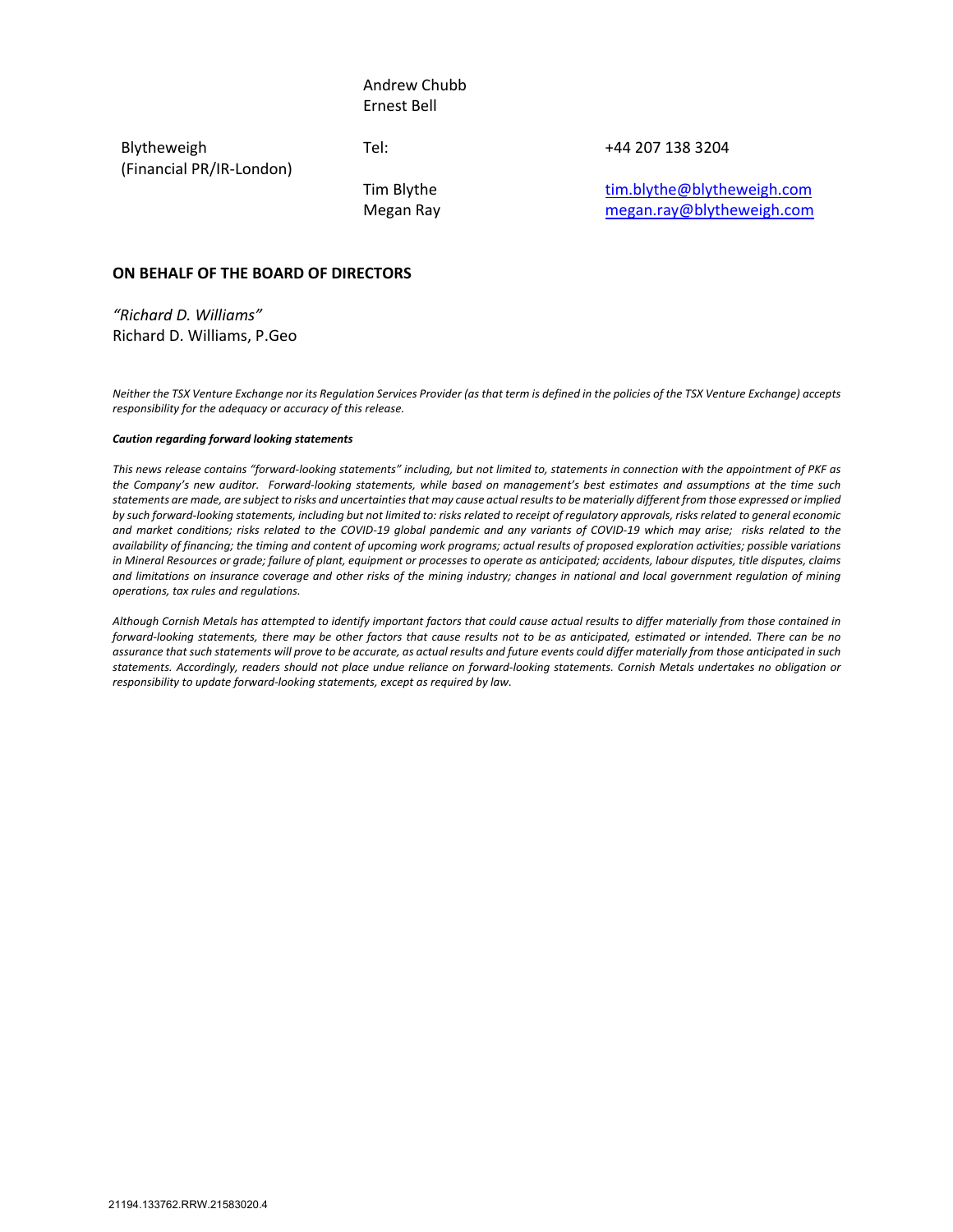| | | |
|---|---|---|
| | Andrew Chubb<br>Ernest Bell | |
| Blytheweigh<br>(Financial PR/IR-London) | Tel: | +44 207 138 3204 |
| | Tim Blythe<br>Megan Ray | tim.blythe@blytheweigh.com<br>megan.ray@blytheweigh.com |

**ON BEHALF OF THE BOARD OF DIRECTORS**

*"Richard D. Williams"*
Richard D. Williams, P.Geo

*Neither the TSX Venture Exchange nor its Regulation Services Provider (as that term is defined in the policies of the TSX Venture Exchange) accepts responsibility for the adequacy or accuracy of this release.*

***Caution regarding forward looking statements***

*This news release contains "forward-looking statements" including, but not limited to, statements in connection with the appointment of PKF as the Company's new auditor. Forward-looking statements, while based on management's best estimates and assumptions at the time such statements are made, are subject to risks and uncertainties that may cause actual results to be materially different from those expressed or implied by such forward-looking statements, including but not limited to: risks related to receipt of regulatory approvals, risks related to general economic and market conditions; risks related to the COVID-19 global pandemic and any variants of COVID-19 which may arise; risks related to the availability of financing; the timing and content of upcoming work programs; actual results of proposed exploration activities; possible variations in Mineral Resources or grade; failure of plant, equipment or processes to operate as anticipated; accidents, labour disputes, title disputes, claims and limitations on insurance coverage and other risks of the mining industry; changes in national and local government regulation of mining operations, tax rules and regulations.*

*Although Cornish Metals has attempted to identify important factors that could cause actual results to differ materially from those contained in forward-looking statements, there may be other factors that cause results not to be as anticipated, estimated or intended. There can be no assurance that such statements will prove to be accurate, as actual results and future events could differ materially from those anticipated in such statements. Accordingly, readers should not place undue reliance on forward-looking statements. Cornish Metals undertakes no obligation or responsibility to update forward-looking statements, except as required by law.*

21194.133762.RRW.21583020.4